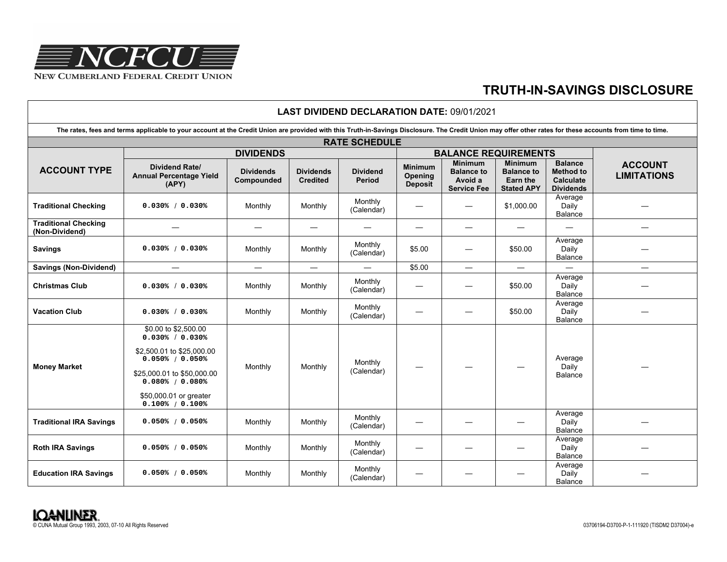NCFCU

NEW CUMBERLAND FEDERAL CREDIT UNION

# TRUTH-IN-SAVINGS DISCLOSURE

**LAST DIVIDEND DECLARATION DATE:** 09/01/2021

**The rates, fees and terms applicable to your account at the Credit Union are provided with this Truth-in-Savings Disclosure. The Credit Union may offer other rates for these accounts from time to time.**

## RATE SCHEDULE

| ACCOUNT TYPE | DIVIDENDS | | | | BALANCE REQUIREMENTS | | | | ACCOUNT LIMITATIONS |
|---|---|---|---|---|---|---|---|---|---|
| | Dividend Rate/ Annual Percentage Yield (APY) | Dividends Compounded | Dividends Credited | Dividend Period | Minimum Opening Deposit | Minimum Balance to Avoid a Service Fee | Minimum Balance to Earn the Stated APY | Balance Method to Calculate Dividends | |
| **Traditional Checking** | 0.030% / 0.030% | Monthly | Monthly | Monthly (Calendar) | — | — | $1,000.00 | Average Daily Balance | — |
| **Traditional Checking (Non-Dividend)** | — | — | — | — | — | — | — | — | — |
| **Savings** | 0.030% / 0.030% | Monthly | Monthly | Monthly (Calendar) | $5.00 | — | $50.00 | Average Daily Balance | — |
| **Savings (Non-Dividend)** | — | — | — | — | $5.00 | — | — | — | — |
| **Christmas Club** | 0.030% / 0.030% | Monthly | Monthly | Monthly (Calendar) | — | — | $50.00 | Average Daily Balance | — |
| **Vacation Club** | 0.030% / 0.030% | Monthly | Monthly | Monthly (Calendar) | — | — | $50.00 | Average Daily Balance | — |
| **Money Market** | $0.00 to $2,500.00 0.030% / 0.030%<br>$2,500.01 to $25,000.00 0.050% / 0.050%<br>$25,000.01 to $50,000.00 0.080% / 0.080%<br>$50,000.01 or greater 0.100% / 0.100% | Monthly | Monthly | Monthly (Calendar) | — | — | — | Average Daily Balance | — |
| **Traditional IRA Savings** | 0.050% / 0.050% | Monthly | Monthly | Monthly (Calendar) | — | — | — | Average Daily Balance | — |
| **Roth IRA Savings** | 0.050% / 0.050% | Monthly | Monthly | Monthly (Calendar) | — | — | — | Average Daily Balance | — |
| **Education IRA Savings** | 0.050% / 0.050% | Monthly | Monthly | Monthly (Calendar) | — | — | — | Average Daily Balance | — |

LOANLINER.
© CUNA Mutual Group 1993, 2003, 07-10 All Rights Reserved

03706194-D3700-P-1-111920 (TISDM2 D37004)-e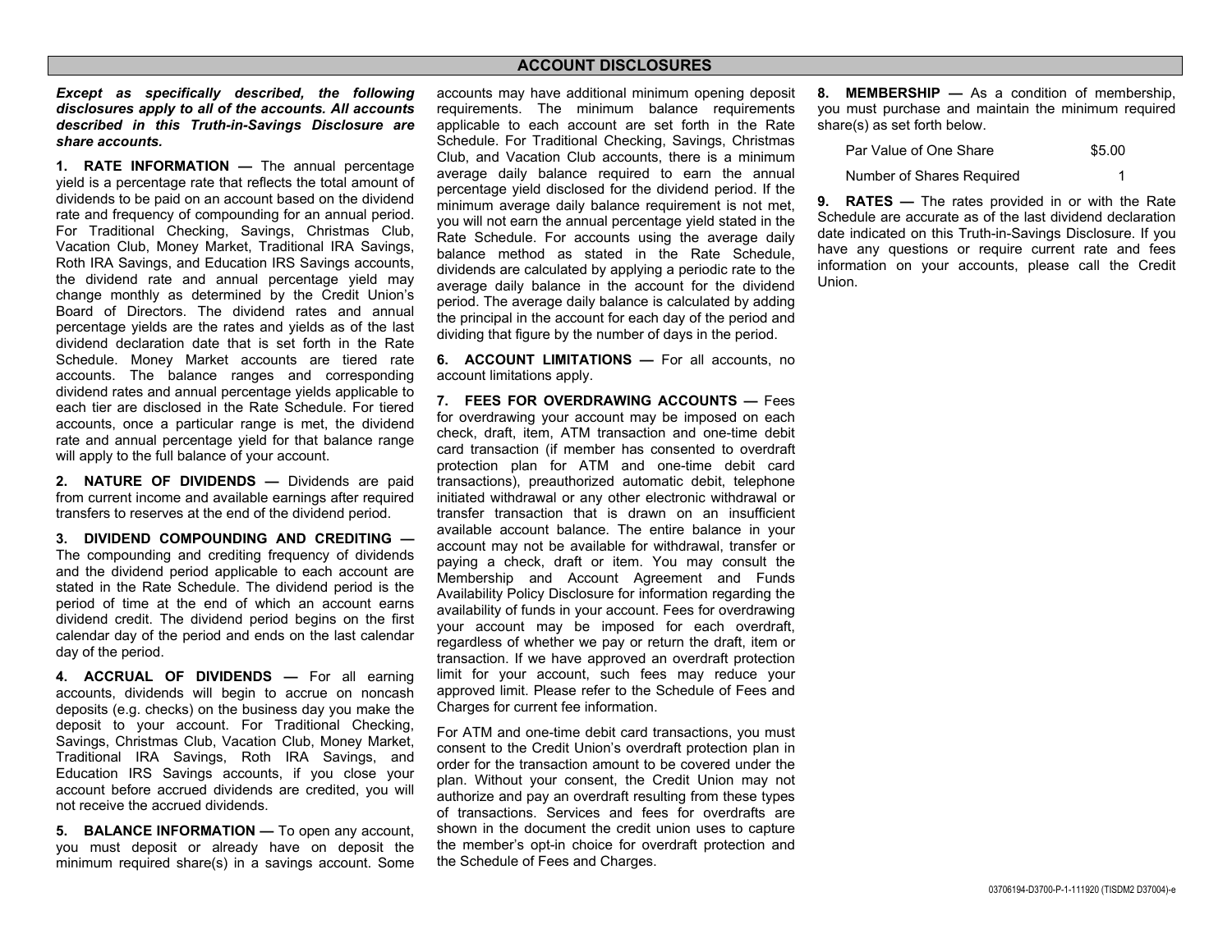## ACCOUNT DISCLOSURES

***Except as specifically described, the following disclosures apply to all of the accounts. All accounts described in this Truth-in-Savings Disclosure are share accounts.***

**1. RATE INFORMATION —** The annual percentage yield is a percentage rate that reflects the total amount of dividends to be paid on an account based on the dividend rate and frequency of compounding for an annual period. For Traditional Checking, Savings, Christmas Club, Vacation Club, Money Market, Traditional IRA Savings, Roth IRA Savings, and Education IRS Savings accounts, the dividend rate and annual percentage yield may change monthly as determined by the Credit Union's Board of Directors. The dividend rates and annual percentage yields are the rates and yields as of the last dividend declaration date that is set forth in the Rate Schedule. Money Market accounts are tiered rate accounts. The balance ranges and corresponding dividend rates and annual percentage yields applicable to each tier are disclosed in the Rate Schedule. For tiered accounts, once a particular range is met, the dividend rate and annual percentage yield for that balance range will apply to the full balance of your account.

**2. NATURE OF DIVIDENDS —** Dividends are paid from current income and available earnings after required transfers to reserves at the end of the dividend period.

**3. DIVIDEND COMPOUNDING AND CREDITING —** The compounding and crediting frequency of dividends and the dividend period applicable to each account are stated in the Rate Schedule. The dividend period is the period of time at the end of which an account earns dividend credit. The dividend period begins on the first calendar day of the period and ends on the last calendar day of the period.

**4. ACCRUAL OF DIVIDENDS —** For all earning accounts, dividends will begin to accrue on noncash deposits (e.g. checks) on the business day you make the deposit to your account. For Traditional Checking, Savings, Christmas Club, Vacation Club, Money Market, Traditional IRA Savings, Roth IRA Savings, and Education IRS Savings accounts, if you close your account before accrued dividends are credited, you will not receive the accrued dividends.

**5. BALANCE INFORMATION —** To open any account, you must deposit or already have on deposit the minimum required share(s) in a savings account. Some accounts may have additional minimum opening deposit requirements. The minimum balance requirements applicable to each account are set forth in the Rate Schedule. For Traditional Checking, Savings, Christmas Club, and Vacation Club accounts, there is a minimum average daily balance required to earn the annual percentage yield disclosed for the dividend period. If the minimum average daily balance requirement is not met, you will not earn the annual percentage yield stated in the Rate Schedule. For accounts using the average daily balance method as stated in the Rate Schedule, dividends are calculated by applying a periodic rate to the average daily balance in the account for the dividend period. The average daily balance is calculated by adding the principal in the account for each day of the period and dividing that figure by the number of days in the period.

**6. ACCOUNT LIMITATIONS —** For all accounts, no account limitations apply.

**7. FEES FOR OVERDRAWING ACCOUNTS —** Fees for overdrawing your account may be imposed on each check, draft, item, ATM transaction and one-time debit card transaction (if member has consented to overdraft protection plan for ATM and one-time debit card transactions), preauthorized automatic debit, telephone initiated withdrawal or any other electronic withdrawal or transfer transaction that is drawn on an insufficient available account balance. The entire balance in your account may not be available for withdrawal, transfer or paying a check, draft or item. You may consult the Membership and Account Agreement and Funds Availability Policy Disclosure for information regarding the availability of funds in your account. Fees for overdrawing your account may be imposed for each overdraft, regardless of whether we pay or return the draft, item or transaction. If we have approved an overdraft protection limit for your account, such fees may reduce your approved limit. Please refer to the Schedule of Fees and Charges for current fee information.

For ATM and one-time debit card transactions, you must consent to the Credit Union's overdraft protection plan in order for the transaction amount to be covered under the plan. Without your consent, the Credit Union may not authorize and pay an overdraft resulting from these types of transactions. Services and fees for overdrafts are shown in the document the credit union uses to capture the member's opt-in choice for overdraft protection and the Schedule of Fees and Charges.

**8. MEMBERSHIP —** As a condition of membership, you must purchase and maintain the minimum required share(s) as set forth below.

| | |
|---|---|
| Par Value of One Share | $5.00 |
| Number of Shares Required | 1 |

**9. RATES —** The rates provided in or with the Rate Schedule are accurate as of the last dividend declaration date indicated on this Truth-in-Savings Disclosure. If you have any questions or require current rate and fees information on your accounts, please call the Credit Union.

03706194-D3700-P-1-111920 (TISDM2 D37004)-e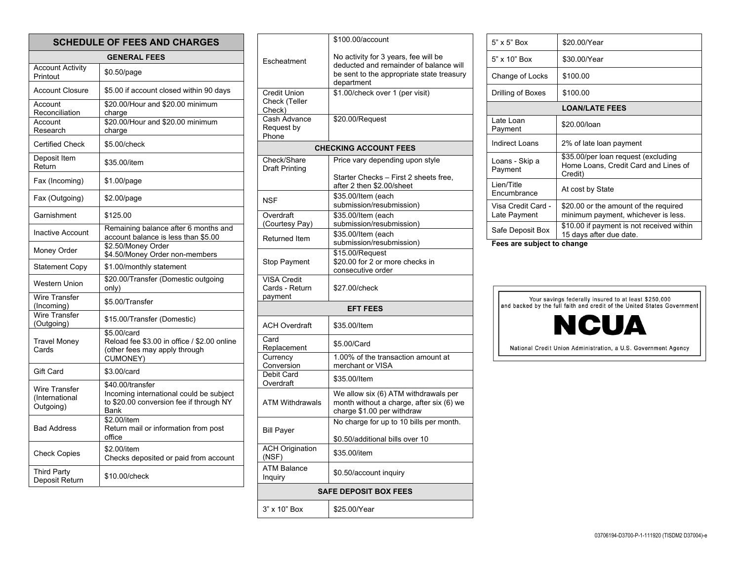## SCHEDULE OF FEES AND CHARGES

### GENERAL FEES

| | |
|---|---|
| Account Activity Printout | $0.50/page |
| Account Closure | $5.00 if account closed within 90 days |
| Account Reconciliation | $20.00/Hour and $20.00 minimum charge |
| Account Research | $20.00/Hour and $20.00 minimum charge |
| Certified Check | $5.00/check |
| Deposit Item Return | $35.00/item |
| Fax (Incoming) | $1.00/page |
| Fax (Outgoing) | $2.00/page |
| Garnishment | $125.00 |
| Inactive Account | Remaining balance after 6 months and account balance is less than $5.00 |
| Money Order | $2.50/Money Order<br>$4.50/Money Order non-members |
| Statement Copy | $1.00/monthly statement |
| Western Union | $20.00/Transfer (Domestic outgoing only) |
| Wire Transfer (Incoming) | $5.00/Transfer |
| Wire Transfer (Outgoing) | $15.00/Transfer (Domestic) |
| Travel Money Cards | $5.00/card<br>Reload fee $3.00 in office / $2.00 online (other fees may apply through CUMONEY) |
| Gift Card | $3.00/card |
| Wire Transfer (International Outgoing) | $40.00/transfer<br>Incoming international could be subject to $20.00 conversion fee if through NY Bank |
| Bad Address | $2.00/item<br>Return mail or information from post office |
| Check Copies | $2.00/item<br>Checks deposited or paid from account |
| Third Party Deposit Return | $10.00/check |
| Escheatment | $100.00/account<br>No activity for 3 years, fee will be deducted and remainder of balance will be sent to the appropriate state treasury department |
| Credit Union Check (Teller Check) | $1.00/check over 1 (per visit) |
| Cash Advance Request by Phone | $20.00/Request |

### CHECKING ACCOUNT FEES

| | |
|---|---|
| Check/Share Draft Printing | Price vary depending upon style<br>Starter Checks – First 2 sheets free, after 2 then $2.00/sheet |
| NSF | $35.00/Item (each submission/resubmission) |
| Overdraft (Courtesy Pay) | $35.00/Item (each submission/resubmission) |
| Returned Item | $35.00/Item (each submission/resubmission) |
| Stop Payment | $15.00/Request<br>$20.00 for 2 or more checks in consecutive order |
| VISA Credit Cards - Return payment | $27.00/check |

### EFT FEES

| | |
|---|---|
| ACH Overdraft | $35.00/Item |
| Card Replacement | $5.00/Card |
| Currency Conversion | 1.00% of the transaction amount at merchant or VISA |
| Debit Card Overdraft | $35.00/Item |
| ATM Withdrawals | We allow six (6) ATM withdrawals per month without a charge, after six (6) we charge $1.00 per withdraw |
| Bill Payer | No charge for up to 10 bills per month.<br>$0.50/additional bills over 10 |
| ACH Origination (NSF) | $35.00/item |
| ATM Balance Inquiry | $0.50/account inquiry |

### SAFE DEPOSIT BOX FEES

| | |
|---|---|
| 3" x 10" Box | $25.00/Year |
| 5" x 5" Box | $20.00/Year |
| 5" x 10" Box | $30.00/Year |
| Change of Locks | $100.00 |
| Drilling of Boxes | $100.00 |

### LOAN/LATE FEES

| | |
|---|---|
| Late Loan Payment | $20.00/loan |
| Indirect Loans | 2% of late loan payment |
| Loans - Skip a Payment | $35.00/per loan request (excluding Home Loans, Credit Card and Lines of Credit) |
| Lien/Title Encumbrance | At cost by State |
| Visa Credit Card - Late Payment | $20.00 or the amount of the required minimum payment, whichever is less. |
| Safe Deposit Box | $10.00 if payment is not received within 15 days after due date. |

**Fees are subject to change**

Your savings federally insured to at least $250,000 and backed by the full faith and credit of the United States Government

**NCUA**

National Credit Union Administration, a U.S. Government Agency

03706194-D3700-P-1-111920 (TISDM2 D37004)-e